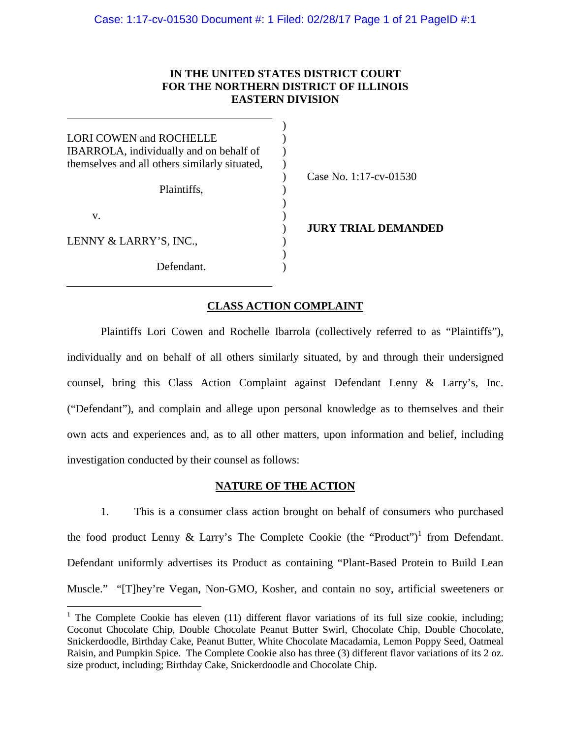**IN THE UNITED STATES DISTRICT COURT**
**FOR THE NORTHERN DISTRICT OF ILLINOIS**
**EASTERN DIVISION**

LORI COWEN and ROCHELLE IBARROLA, individually and on behalf of themselves and all others similarly situated,

Plaintiffs,

v.

LENNY & LARRY'S, INC.,

Defendant.

Case No. 1:17-cv-01530

**JURY TRIAL DEMANDED**

## CLASS ACTION COMPLAINT

Plaintiffs Lori Cowen and Rochelle Ibarrola (collectively referred to as "Plaintiffs"), individually and on behalf of all others similarly situated, by and through their undersigned counsel, bring this Class Action Complaint against Defendant Lenny & Larry's, Inc. ("Defendant"), and complain and allege upon personal knowledge as to themselves and their own acts and experiences and, as to all other matters, upon information and belief, including investigation conducted by their counsel as follows:

## NATURE OF THE ACTION

1. This is a consumer class action brought on behalf of consumers who purchased the food product Lenny & Larry's The Complete Cookie (the "Product")[1] from Defendant. Defendant uniformly advertises its Product as containing "Plant-Based Protein to Build Lean Muscle." "[T]hey're Vegan, Non-GMO, Kosher, and contain no soy, artificial sweeteners or

[1] The Complete Cookie has eleven (11) different flavor variations of its full size cookie, including; Coconut Chocolate Chip, Double Chocolate Peanut Butter Swirl, Chocolate Chip, Double Chocolate, Snickerdoodle, Birthday Cake, Peanut Butter, White Chocolate Macadamia, Lemon Poppy Seed, Oatmeal Raisin, and Pumpkin Spice. The Complete Cookie also has three (3) different flavor variations of its 2 oz. size product, including; Birthday Cake, Snickerdoodle and Chocolate Chip.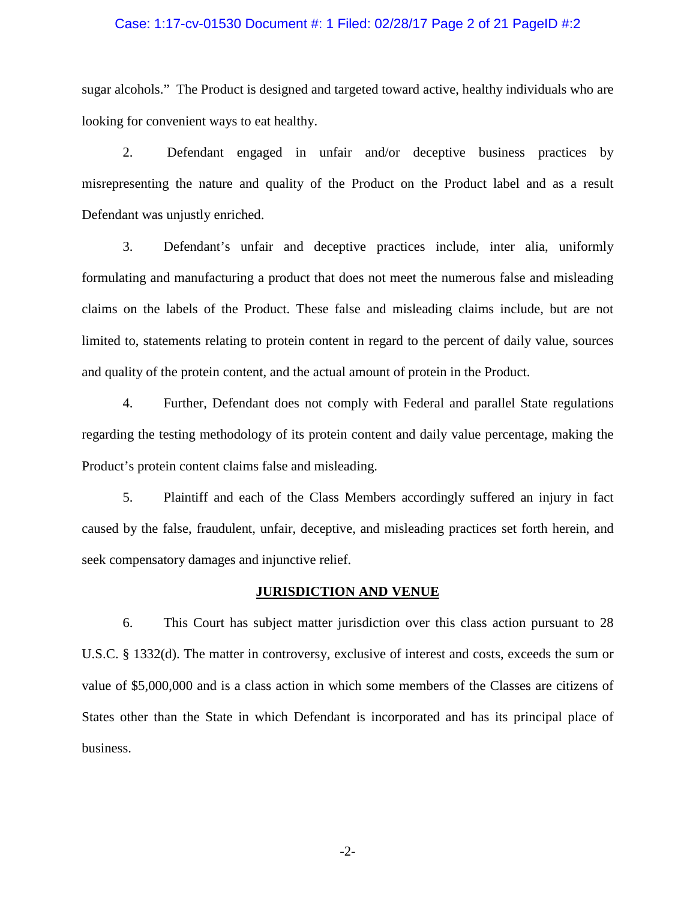sugar alcohols." The Product is designed and targeted toward active, healthy individuals who are looking for convenient ways to eat healthy.

2. Defendant engaged in unfair and/or deceptive business practices by misrepresenting the nature and quality of the Product on the Product label and as a result Defendant was unjustly enriched.

3. Defendant's unfair and deceptive practices include, inter alia, uniformly formulating and manufacturing a product that does not meet the numerous false and misleading claims on the labels of the Product. These false and misleading claims include, but are not limited to, statements relating to protein content in regard to the percent of daily value, sources and quality of the protein content, and the actual amount of protein in the Product.

4. Further, Defendant does not comply with Federal and parallel State regulations regarding the testing methodology of its protein content and daily value percentage, making the Product's protein content claims false and misleading.

5. Plaintiff and each of the Class Members accordingly suffered an injury in fact caused by the false, fraudulent, unfair, deceptive, and misleading practices set forth herein, and seek compensatory damages and injunctive relief.

## JURISDICTION AND VENUE

6. This Court has subject matter jurisdiction over this class action pursuant to 28 U.S.C. § 1332(d). The matter in controversy, exclusive of interest and costs, exceeds the sum or value of $5,000,000 and is a class action in which some members of the Classes are citizens of States other than the State in which Defendant is incorporated and has its principal place of business.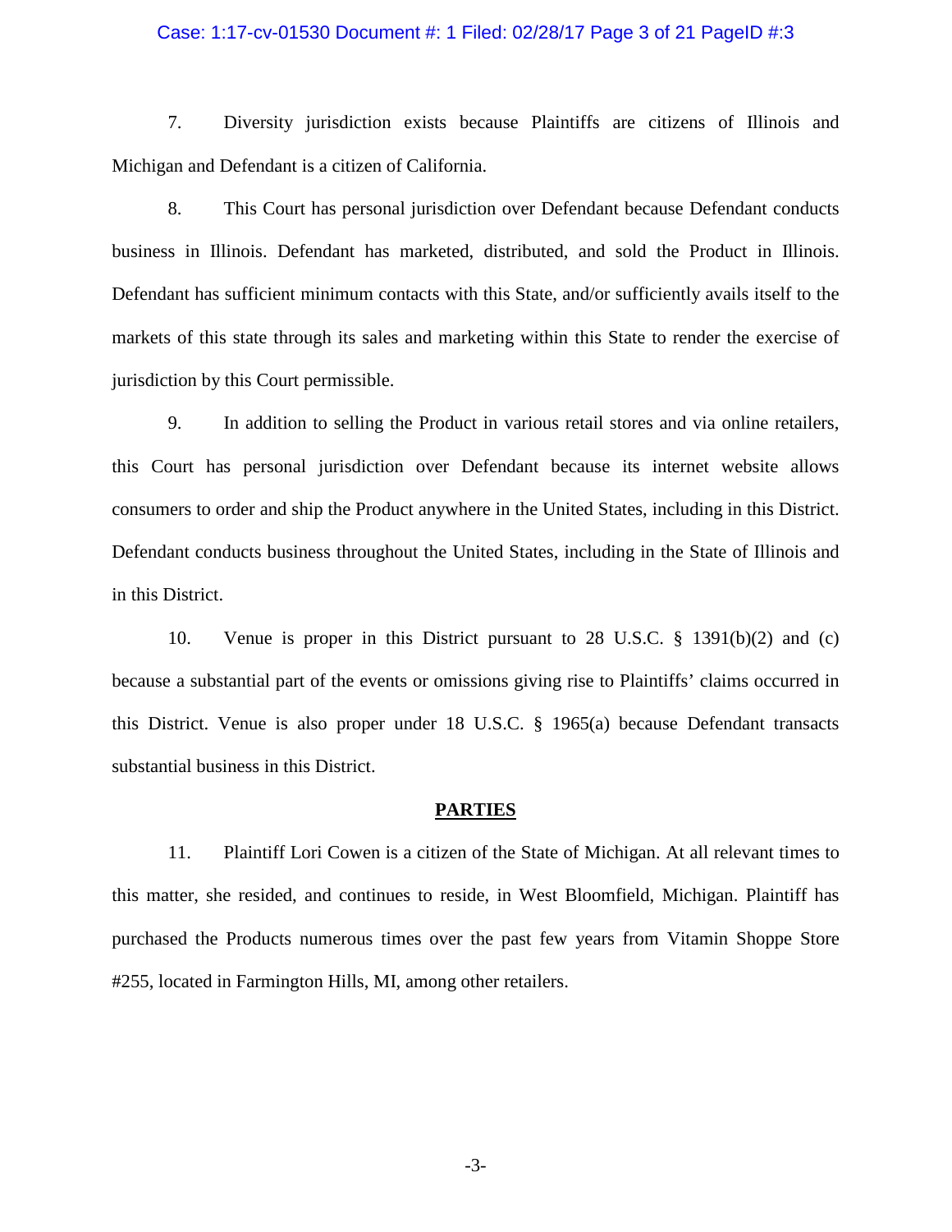7. Diversity jurisdiction exists because Plaintiffs are citizens of Illinois and Michigan and Defendant is a citizen of California.

8. This Court has personal jurisdiction over Defendant because Defendant conducts business in Illinois. Defendant has marketed, distributed, and sold the Product in Illinois. Defendant has sufficient minimum contacts with this State, and/or sufficiently avails itself to the markets of this state through its sales and marketing within this State to render the exercise of jurisdiction by this Court permissible.

9. In addition to selling the Product in various retail stores and via online retailers, this Court has personal jurisdiction over Defendant because its internet website allows consumers to order and ship the Product anywhere in the United States, including in this District. Defendant conducts business throughout the United States, including in the State of Illinois and in this District.

10. Venue is proper in this District pursuant to 28 U.S.C. § 1391(b)(2) and (c) because a substantial part of the events or omissions giving rise to Plaintiffs' claims occurred in this District. Venue is also proper under 18 U.S.C. § 1965(a) because Defendant transacts substantial business in this District.

**PARTIES**

11. Plaintiff Lori Cowen is a citizen of the State of Michigan. At all relevant times to this matter, she resided, and continues to reside, in West Bloomfield, Michigan. Plaintiff has purchased the Products numerous times over the past few years from Vitamin Shoppe Store #255, located in Farmington Hills, MI, among other retailers.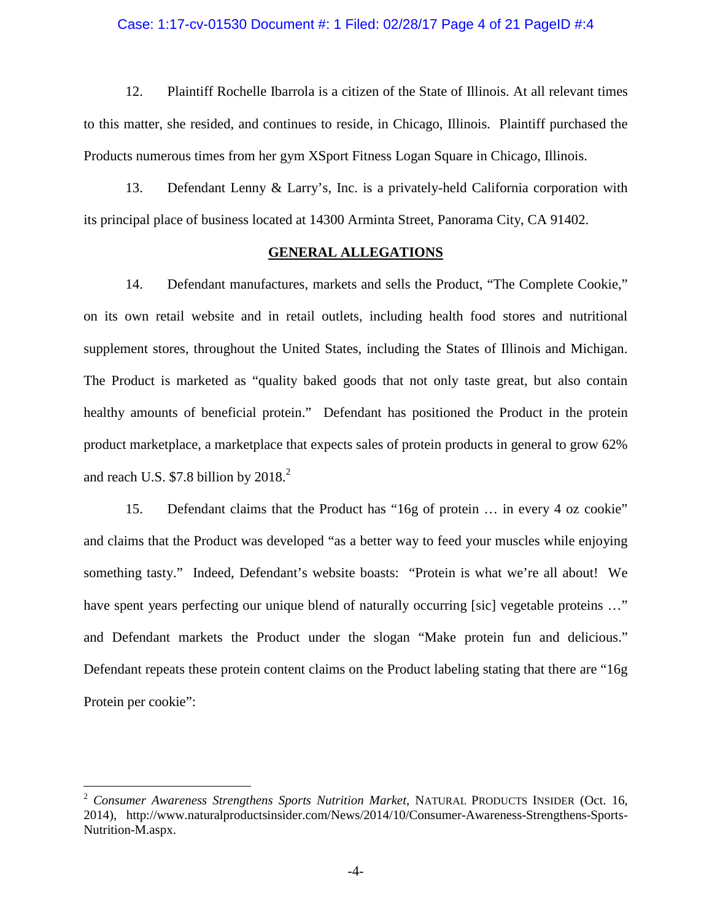12. Plaintiff Rochelle Ibarrola is a citizen of the State of Illinois. At all relevant times to this matter, she resided, and continues to reside, in Chicago, Illinois. Plaintiff purchased the Products numerous times from her gym XSport Fitness Logan Square in Chicago, Illinois.

13. Defendant Lenny & Larry's, Inc. is a privately-held California corporation with its principal place of business located at 14300 Arminta Street, Panorama City, CA 91402.

## GENERAL ALLEGATIONS

14. Defendant manufactures, markets and sells the Product, "The Complete Cookie," on its own retail website and in retail outlets, including health food stores and nutritional supplement stores, throughout the United States, including the States of Illinois and Michigan. The Product is marketed as "quality baked goods that not only taste great, but also contain healthy amounts of beneficial protein." Defendant has positioned the Product in the protein product marketplace, a marketplace that expects sales of protein products in general to grow 62% and reach U.S. $7.8 billion by 2018.[2]

15. Defendant claims that the Product has "16g of protein … in every 4 oz cookie" and claims that the Product was developed "as a better way to feed your muscles while enjoying something tasty." Indeed, Defendant's website boasts: "Protein is what we're all about! We have spent years perfecting our unique blend of naturally occurring [sic] vegetable proteins …" and Defendant markets the Product under the slogan "Make protein fun and delicious." Defendant repeats these protein content claims on the Product labeling stating that there are "16g Protein per cookie":

---

[2] *Consumer Awareness Strengthens Sports Nutrition Market*, NATURAL PRODUCTS INSIDER (Oct. 16, 2014), http://www.naturalproductsinsider.com/News/2014/10/Consumer-Awareness-Strengthens-Sports-Nutrition-M.aspx.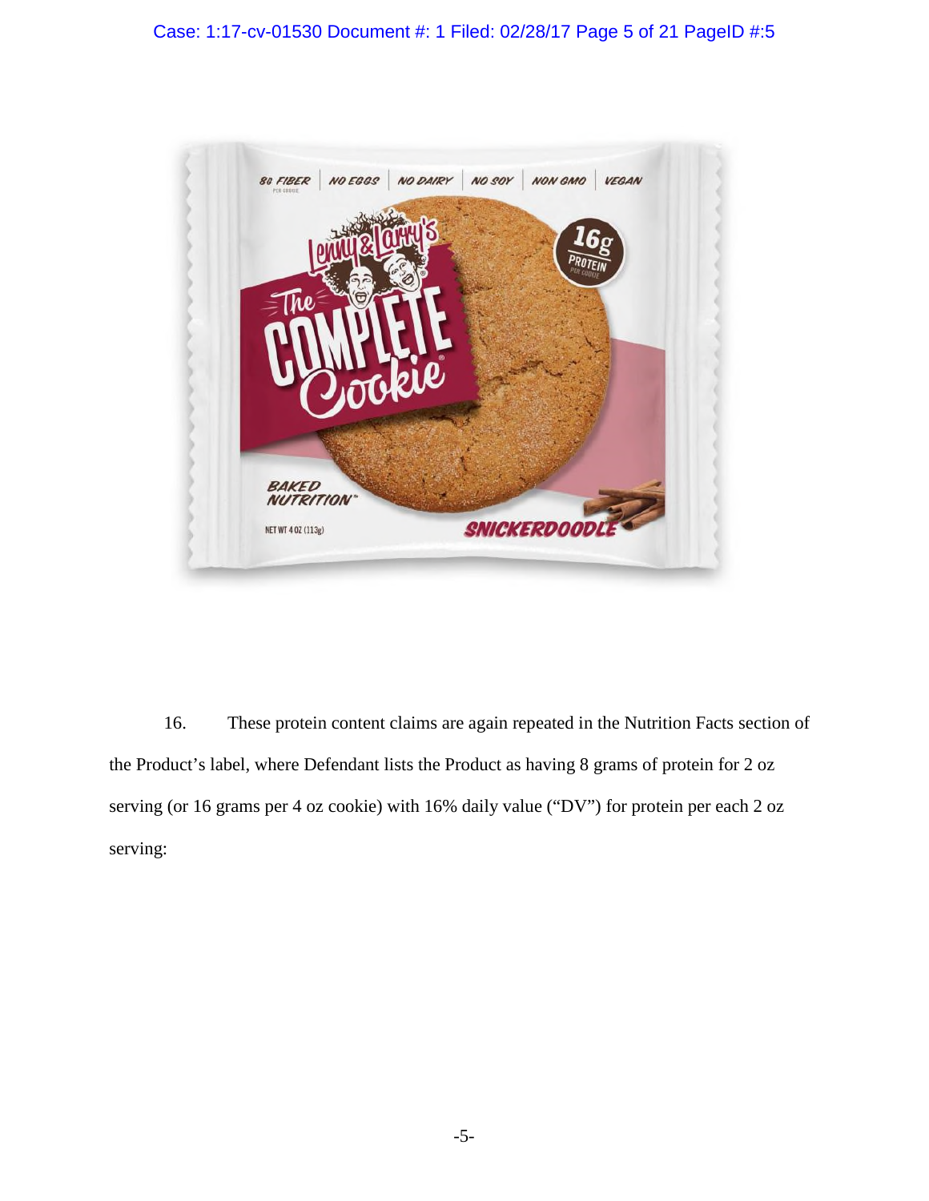16. These protein content claims are again repeated in the Nutrition Facts section of the Product's label, where Defendant lists the Product as having 8 grams of protein for 2 oz serving (or 16 grams per 4 oz cookie) with 16% daily value ("DV") for protein per each 2 oz serving: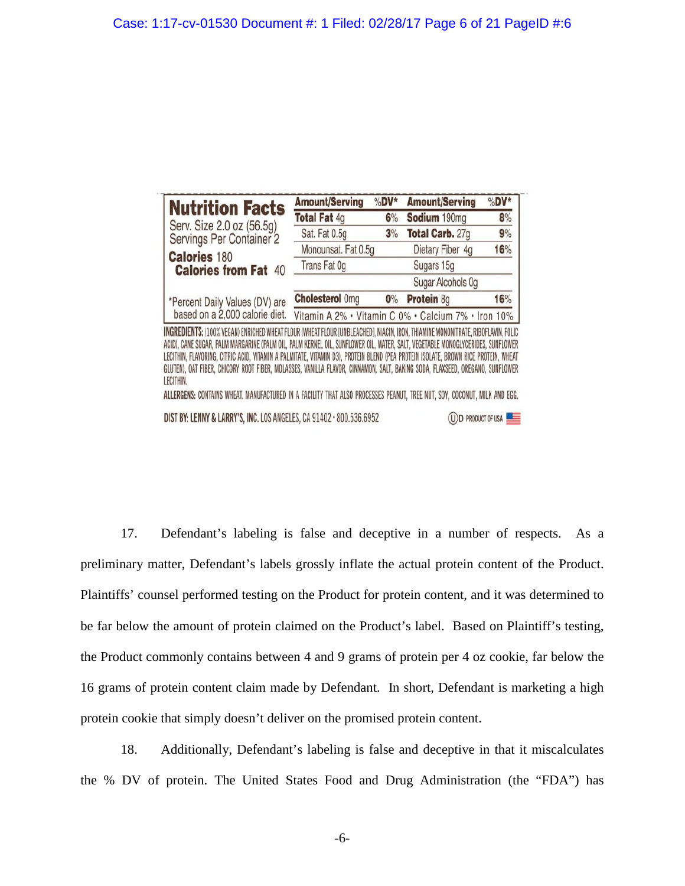**Nutrition Facts**

Serv. Size 2.0 oz (56.5g)
Servings Per Container 2

**Calories** 180
**Calories from Fat** 40

*Percent Daily Values (DV) are based on a 2,000 calorie diet.

| Amount/Serving | %DV* | Amount/Serving | %DV* |
|---|---|---|---|
| **Total Fat** 4g | 6% | **Sodium** 190mg | 8% |
| Sat. Fat 0.5g | 3% | **Total Carb.** 27g | 9% |
| Monounsat. Fat 0.5g | | Dietary Fiber 4g | 16% |
| Trans Fat 0g | | Sugars 15g | |
| | | Sugar Alcohols 0g | |
| **Cholesterol** 0mg | 0% | **Protein** 8g | 16% |

Vitamin A 2% • Vitamin C 0% • Calcium 7% • Iron 10%

**INGREDIENTS:** (100% VEGAN) ENRICHED WHEAT FLOUR (WHEAT FLOUR [UNBLEACHED], NIACIN, IRON, THIAMINE MONONITRATE, RIBOFLAVIN, FOLIC ACID), CANE SUGAR, PALM MARGARINE (PALM OIL, PALM KERNEL OIL, SUNFLOWER OIL, WATER, SALT, VEGETABLE MONOGLYCERIDES, SUNFLOWER LECITHIN, FLAVORING, CITRIC ACID, VITAMIN A PALMITATE, VITAMIN D3), PROTEIN BLEND (PEA PROTEIN ISOLATE, BROWN RICE PROTEIN, WHEAT GLUTEN), OAT FIBER, CHICORY ROOT FIBER, MOLASSES, VANILLA FLAVOR, CINNAMON, SALT, BAKING SODA, FLAXSEED, OREGANO, SUNFLOWER LECITHIN.

**ALLERGENS:** CONTAINS WHEAT. MANUFACTURED IN A FACILITY THAT ALSO PROCESSES PEANUT, TREE NUT, SOY, COCONUT, MILK AND EGG.

**DIST BY: LENNY & LARRY'S, INC.** LOS ANGELES, CA 91402 • 800.536.6952

PRODUCT OF USA

17. Defendant's labeling is false and deceptive in a number of respects. As a preliminary matter, Defendant's labels grossly inflate the actual protein content of the Product. Plaintiffs' counsel performed testing on the Product for protein content, and it was determined to be far below the amount of protein claimed on the Product's label. Based on Plaintiff's testing, the Product commonly contains between 4 and 9 grams of protein per 4 oz cookie, far below the 16 grams of protein content claim made by Defendant. In short, Defendant is marketing a high protein cookie that simply doesn't deliver on the promised protein content.

18. Additionally, Defendant's labeling is false and deceptive in that it miscalculates the % DV of protein. The United States Food and Drug Administration (the "FDA") has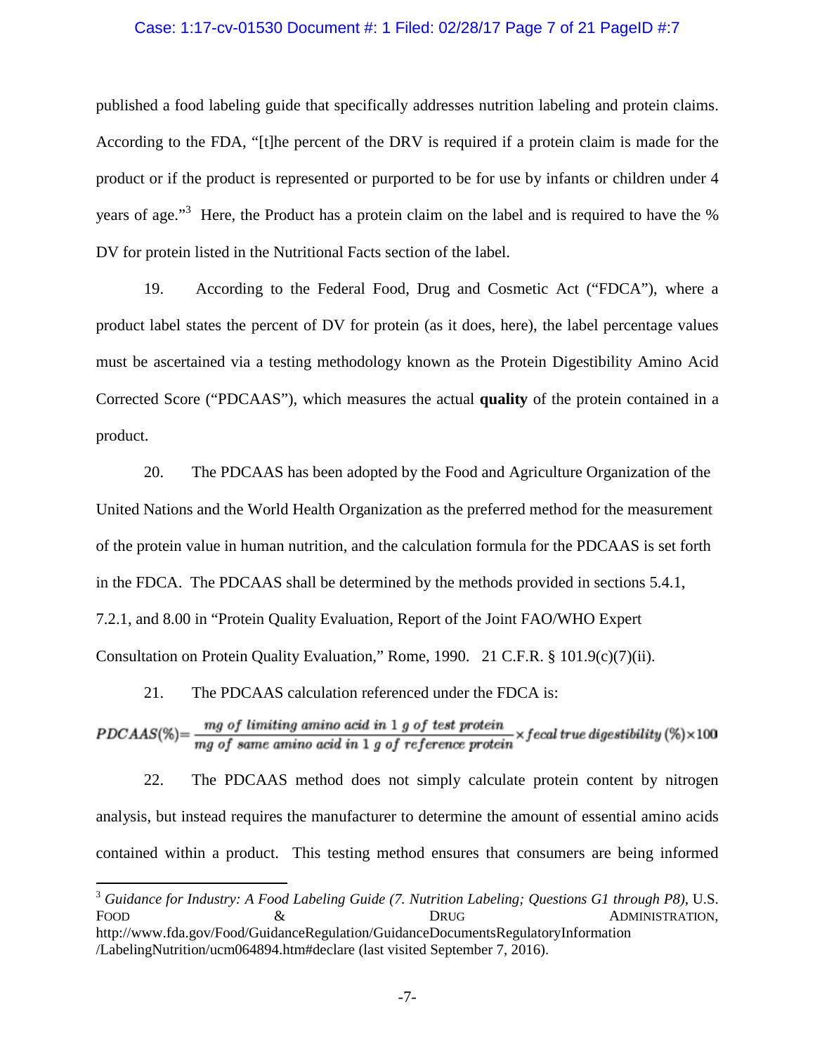published a food labeling guide that specifically addresses nutrition labeling and protein claims. According to the FDA, "[t]he percent of the DRV is required if a protein claim is made for the product or if the product is represented or purported to be for use by infants or children under 4 years of age."[3] Here, the Product has a protein claim on the label and is required to have the % DV for protein listed in the Nutritional Facts section of the label.

19. According to the Federal Food, Drug and Cosmetic Act ("FDCA"), where a product label states the percent of DV for protein (as it does, here), the label percentage values must be ascertained via a testing methodology known as the Protein Digestibility Amino Acid Corrected Score ("PDCAAS"), which measures the actual **quality** of the protein contained in a product.

20. The PDCAAS has been adopted by the Food and Agriculture Organization of the United Nations and the World Health Organization as the preferred method for the measurement of the protein value in human nutrition, and the calculation formula for the PDCAAS is set forth in the FDCA. The PDCAAS shall be determined by the methods provided in sections 5.4.1, 7.2.1, and 8.00 in "Protein Quality Evaluation, Report of the Joint FAO/WHO Expert Consultation on Protein Quality Evaluation," Rome, 1990. 21 C.F.R. § 101.9(c)(7)(ii).

21. The PDCAAS calculation referenced under the FDCA is:

$$PDCAAS(\%) = \frac{mg\ of\ limiting\ amino\ acid\ in\ 1\ g\ of\ test\ protein}{mg\ of\ same\ amino\ acid\ in\ 1\ g\ of\ reference\ protein} \times fecal\ true\ digestibility\ (\%) \times 100$$

22. The PDCAAS method does not simply calculate protein content by nitrogen analysis, but instead requires the manufacturer to determine the amount of essential amino acids contained within a product. This testing method ensures that consumers are being informed

---

[3] *Guidance for Industry: A Food Labeling Guide (7. Nutrition Labeling; Questions G1 through P8)*, U.S. FOOD & DRUG ADMINISTRATION, http://www.fda.gov/Food/GuidanceRegulation/GuidanceDocumentsRegulatoryInformation/LabelingNutrition/ucm064894.htm#declare (last visited September 7, 2016).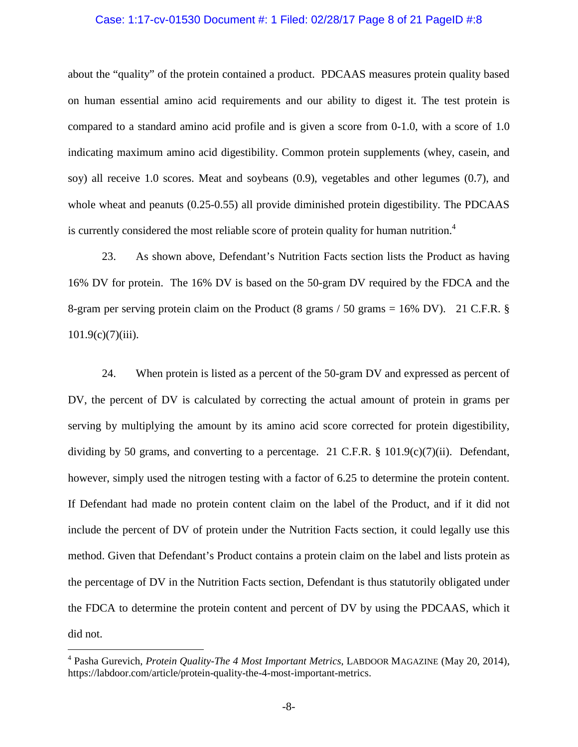about the "quality" of the protein contained a product. PDCAAS measures protein quality based on human essential amino acid requirements and our ability to digest it. The test protein is compared to a standard amino acid profile and is given a score from 0-1.0, with a score of 1.0 indicating maximum amino acid digestibility. Common protein supplements (whey, casein, and soy) all receive 1.0 scores. Meat and soybeans (0.9), vegetables and other legumes (0.7), and whole wheat and peanuts (0.25-0.55) all provide diminished protein digestibility. The PDCAAS is currently considered the most reliable score of protein quality for human nutrition.[4]

23. As shown above, Defendant's Nutrition Facts section lists the Product as having 16% DV for protein. The 16% DV is based on the 50-gram DV required by the FDCA and the 8-gram per serving protein claim on the Product (8 grams / 50 grams = 16% DV). 21 C.F.R. § 101.9(c)(7)(iii).

24. When protein is listed as a percent of the 50-gram DV and expressed as percent of DV, the percent of DV is calculated by correcting the actual amount of protein in grams per serving by multiplying the amount by its amino acid score corrected for protein digestibility, dividing by 50 grams, and converting to a percentage. 21 C.F.R. § 101.9(c)(7)(ii). Defendant, however, simply used the nitrogen testing with a factor of 6.25 to determine the protein content. If Defendant had made no protein content claim on the label of the Product, and if it did not include the percent of DV of protein under the Nutrition Facts section, it could legally use this method. Given that Defendant's Product contains a protein claim on the label and lists protein as the percentage of DV in the Nutrition Facts section, Defendant is thus statutorily obligated under the FDCA to determine the protein content and percent of DV by using the PDCAAS, which it did not.

---

[4] Pasha Gurevich, *Protein Quality-The 4 Most Important Metrics*, LABDOOR MAGAZINE (May 20, 2014), https://labdoor.com/article/protein-quality-the-4-most-important-metrics.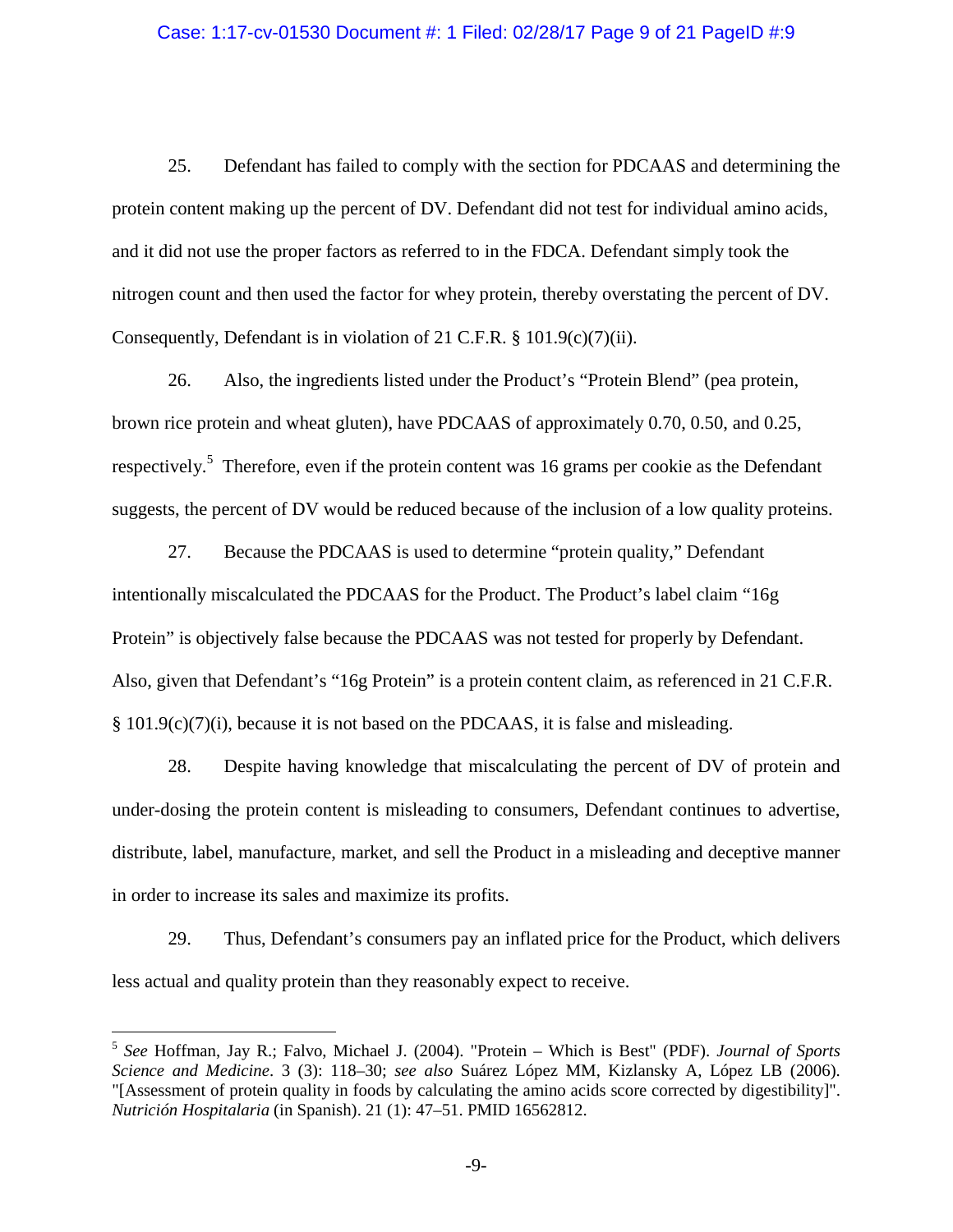25. Defendant has failed to comply with the section for PDCAAS and determining the protein content making up the percent of DV. Defendant did not test for individual amino acids, and it did not use the proper factors as referred to in the FDCA. Defendant simply took the nitrogen count and then used the factor for whey protein, thereby overstating the percent of DV. Consequently, Defendant is in violation of 21 C.F.R. § 101.9(c)(7)(ii).

26. Also, the ingredients listed under the Product's "Protein Blend" (pea protein, brown rice protein and wheat gluten), have PDCAAS of approximately 0.70, 0.50, and 0.25, respectively.[5] Therefore, even if the protein content was 16 grams per cookie as the Defendant suggests, the percent of DV would be reduced because of the inclusion of a low quality proteins.

27. Because the PDCAAS is used to determine "protein quality," Defendant intentionally miscalculated the PDCAAS for the Product. The Product's label claim "16g Protein" is objectively false because the PDCAAS was not tested for properly by Defendant. Also, given that Defendant's "16g Protein" is a protein content claim, as referenced in 21 C.F.R. § 101.9(c)(7)(i), because it is not based on the PDCAAS, it is false and misleading.

28. Despite having knowledge that miscalculating the percent of DV of protein and under-dosing the protein content is misleading to consumers, Defendant continues to advertise, distribute, label, manufacture, market, and sell the Product in a misleading and deceptive manner in order to increase its sales and maximize its profits.

29. Thus, Defendant's consumers pay an inflated price for the Product, which delivers less actual and quality protein than they reasonably expect to receive.

---

[5] *See* Hoffman, Jay R.; Falvo, Michael J. (2004). "Protein – Which is Best" (PDF). *Journal of Sports Science and Medicine*. 3 (3): 118–30; *see also* Suárez López MM, Kizlansky A, López LB (2006). "[Assessment of protein quality in foods by calculating the amino acids score corrected by digestibility]". *Nutrición Hospitalaria* (in Spanish). 21 (1): 47–51. PMID 16562812.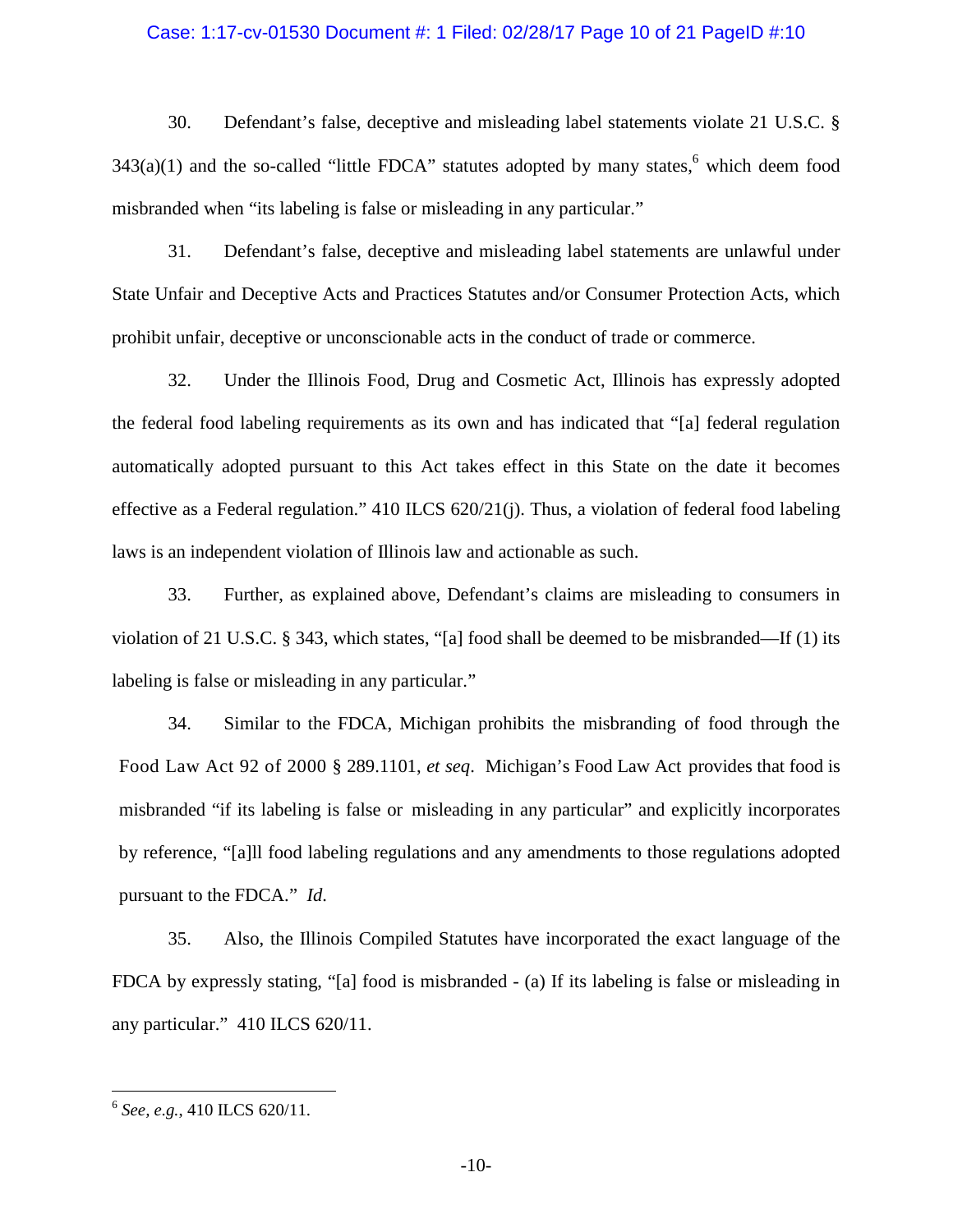30. Defendant's false, deceptive and misleading label statements violate 21 U.S.C. § 343(a)(1) and the so-called "little FDCA" statutes adopted by many states,[6] which deem food misbranded when "its labeling is false or misleading in any particular."

31. Defendant's false, deceptive and misleading label statements are unlawful under State Unfair and Deceptive Acts and Practices Statutes and/or Consumer Protection Acts, which prohibit unfair, deceptive or unconscionable acts in the conduct of trade or commerce.

32. Under the Illinois Food, Drug and Cosmetic Act, Illinois has expressly adopted the federal food labeling requirements as its own and has indicated that "[a] federal regulation automatically adopted pursuant to this Act takes effect in this State on the date it becomes effective as a Federal regulation." 410 ILCS 620/21(j). Thus, a violation of federal food labeling laws is an independent violation of Illinois law and actionable as such.

33. Further, as explained above, Defendant's claims are misleading to consumers in violation of 21 U.S.C. § 343, which states, "[a] food shall be deemed to be misbranded—If (1) its labeling is false or misleading in any particular."

34. Similar to the FDCA, Michigan prohibits the misbranding of food through the Food Law Act 92 of 2000 § 289.1101, *et seq*. Michigan's Food Law Act provides that food is misbranded "if its labeling is false or misleading in any particular" and explicitly incorporates by reference, "[a]ll food labeling regulations and any amendments to those regulations adopted pursuant to the FDCA." *Id.*

35. Also, the Illinois Compiled Statutes have incorporated the exact language of the FDCA by expressly stating, "[a] food is misbranded - (a) If its labeling is false or misleading in any particular." 410 ILCS 620/11.

---

[6] *See, e.g.*, 410 ILCS 620/11.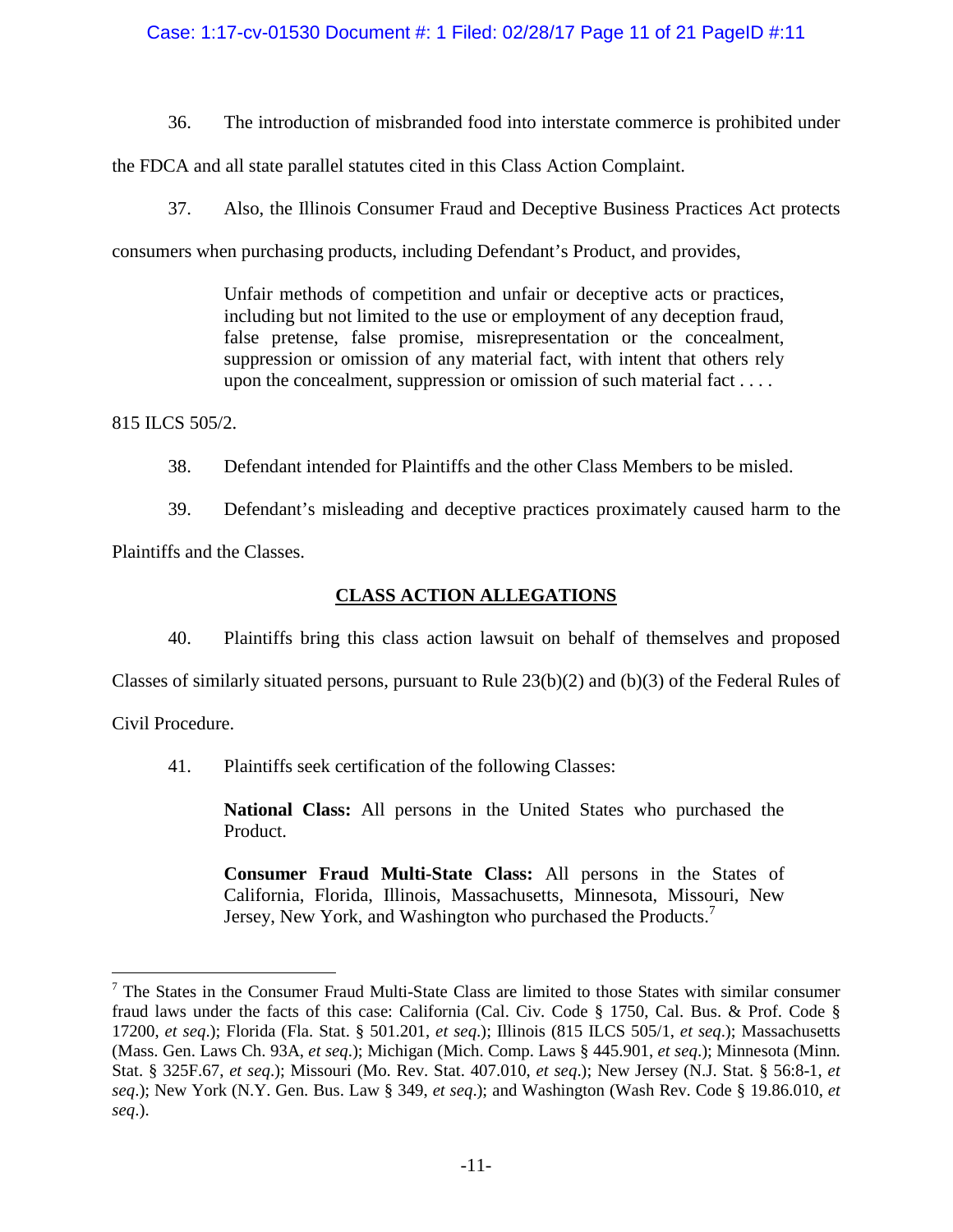36. The introduction of misbranded food into interstate commerce is prohibited under the FDCA and all state parallel statutes cited in this Class Action Complaint.

37. Also, the Illinois Consumer Fraud and Deceptive Business Practices Act protects consumers when purchasing products, including Defendant's Product, and provides,

> Unfair methods of competition and unfair or deceptive acts or practices, including but not limited to the use or employment of any deception fraud, false pretense, false promise, misrepresentation or the concealment, suppression or omission of any material fact, with intent that others rely upon the concealment, suppression or omission of such material fact . . . .

815 ILCS 505/2.

38. Defendant intended for Plaintiffs and the other Class Members to be misled.

39. Defendant's misleading and deceptive practices proximately caused harm to the Plaintiffs and the Classes.

## CLASS ACTION ALLEGATIONS

40. Plaintiffs bring this class action lawsuit on behalf of themselves and proposed Classes of similarly situated persons, pursuant to Rule 23(b)(2) and (b)(3) of the Federal Rules of Civil Procedure.

41. Plaintiffs seek certification of the following Classes:

> **National Class:** All persons in the United States who purchased the Product.
>
> **Consumer Fraud Multi-State Class:** All persons in the States of California, Florida, Illinois, Massachusetts, Minnesota, Missouri, New Jersey, New York, and Washington who purchased the Products.[7]

---

[7] The States in the Consumer Fraud Multi-State Class are limited to those States with similar consumer fraud laws under the facts of this case: California (Cal. Civ. Code § 1750, Cal. Bus. & Prof. Code § 17200, *et seq*.); Florida (Fla. Stat. § 501.201, *et seq*.); Illinois (815 ILCS 505/1, *et seq*.); Massachusetts (Mass. Gen. Laws Ch. 93A, *et seq*.); Michigan (Mich. Comp. Laws § 445.901, *et seq*.); Minnesota (Minn. Stat. § 325F.67, *et seq*.); Missouri (Mo. Rev. Stat. 407.010, *et seq*.); New Jersey (N.J. Stat. § 56:8-1, *et seq*.); New York (N.Y. Gen. Bus. Law § 349, *et seq*.); and Washington (Wash Rev. Code § 19.86.010, *et seq*.).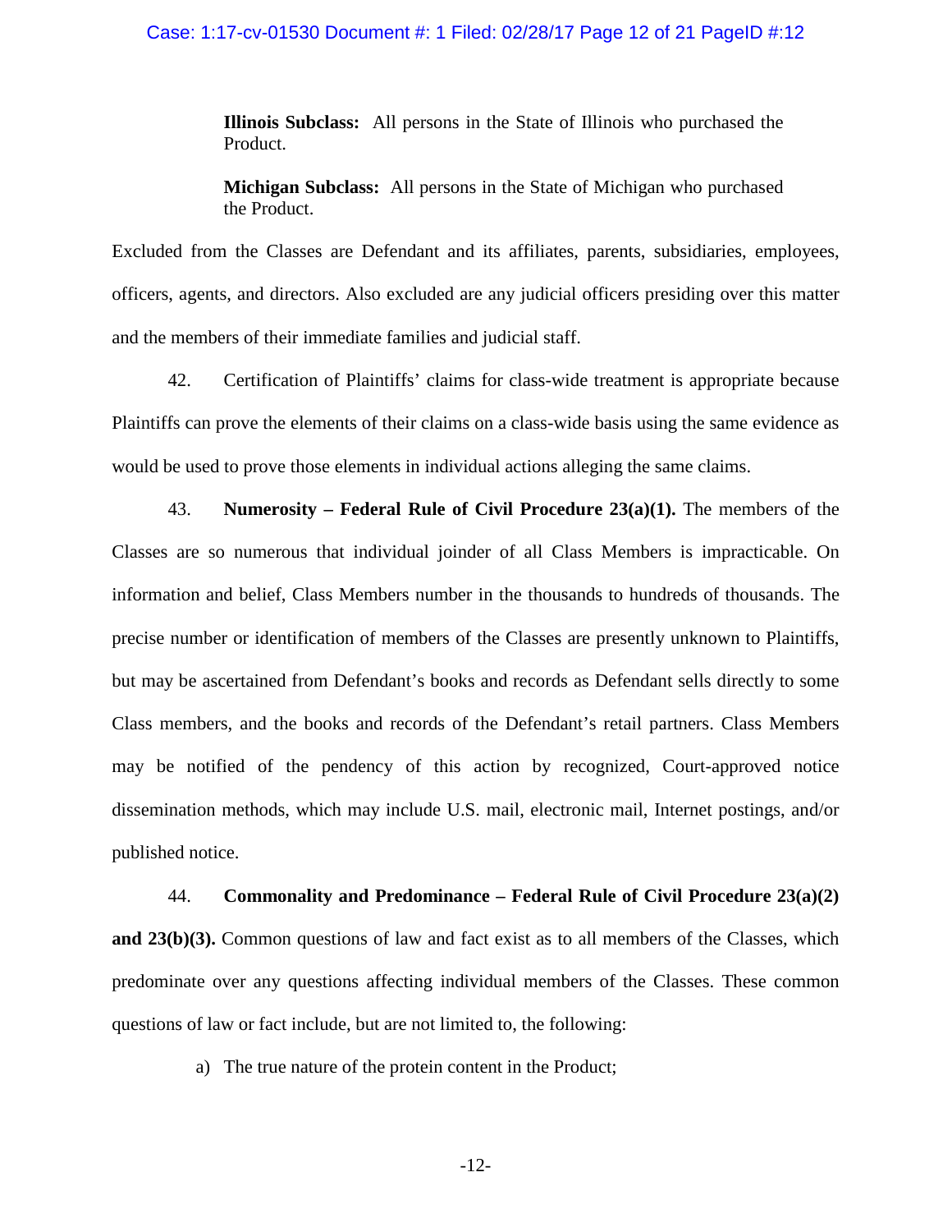**Illinois Subclass:** All persons in the State of Illinois who purchased the Product.

**Michigan Subclass:** All persons in the State of Michigan who purchased the Product.

Excluded from the Classes are Defendant and its affiliates, parents, subsidiaries, employees, officers, agents, and directors. Also excluded are any judicial officers presiding over this matter and the members of their immediate families and judicial staff.

42. Certification of Plaintiffs' claims for class-wide treatment is appropriate because Plaintiffs can prove the elements of their claims on a class-wide basis using the same evidence as would be used to prove those elements in individual actions alleging the same claims.

43. **Numerosity – Federal Rule of Civil Procedure 23(a)(1).** The members of the Classes are so numerous that individual joinder of all Class Members is impracticable. On information and belief, Class Members number in the thousands to hundreds of thousands. The precise number or identification of members of the Classes are presently unknown to Plaintiffs, but may be ascertained from Defendant's books and records as Defendant sells directly to some Class members, and the books and records of the Defendant's retail partners. Class Members may be notified of the pendency of this action by recognized, Court-approved notice dissemination methods, which may include U.S. mail, electronic mail, Internet postings, and/or published notice.

44. **Commonality and Predominance – Federal Rule of Civil Procedure 23(a)(2) and 23(b)(3).** Common questions of law and fact exist as to all members of the Classes, which predominate over any questions affecting individual members of the Classes. These common questions of law or fact include, but are not limited to, the following:

a) The true nature of the protein content in the Product;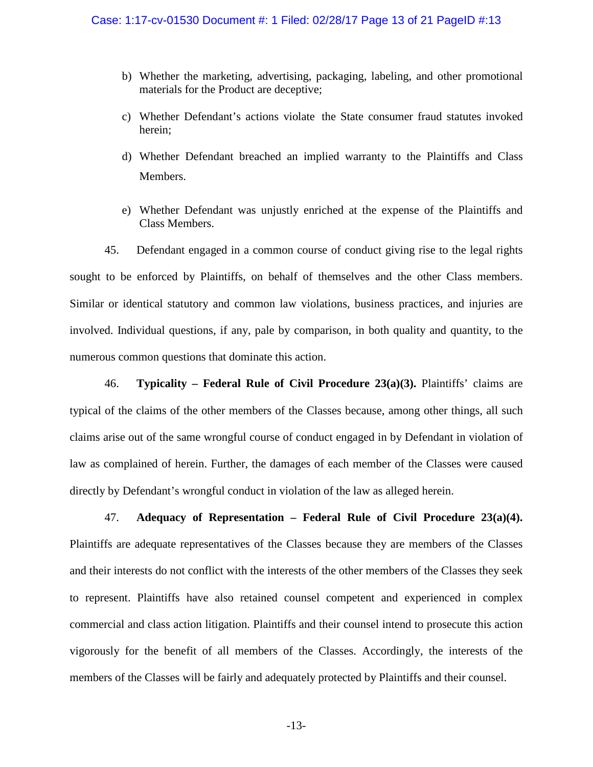b) Whether the marketing, advertising, packaging, labeling, and other promotional materials for the Product are deceptive;

c) Whether Defendant's actions violate the State consumer fraud statutes invoked herein;

d) Whether Defendant breached an implied warranty to the Plaintiffs and Class Members.

e) Whether Defendant was unjustly enriched at the expense of the Plaintiffs and Class Members.

45. Defendant engaged in a common course of conduct giving rise to the legal rights sought to be enforced by Plaintiffs, on behalf of themselves and the other Class members. Similar or identical statutory and common law violations, business practices, and injuries are involved. Individual questions, if any, pale by comparison, in both quality and quantity, to the numerous common questions that dominate this action.

46. **Typicality – Federal Rule of Civil Procedure 23(a)(3).** Plaintiffs' claims are typical of the claims of the other members of the Classes because, among other things, all such claims arise out of the same wrongful course of conduct engaged in by Defendant in violation of law as complained of herein. Further, the damages of each member of the Classes were caused directly by Defendant's wrongful conduct in violation of the law as alleged herein.

47. **Adequacy of Representation – Federal Rule of Civil Procedure 23(a)(4).** Plaintiffs are adequate representatives of the Classes because they are members of the Classes and their interests do not conflict with the interests of the other members of the Classes they seek to represent. Plaintiffs have also retained counsel competent and experienced in complex commercial and class action litigation. Plaintiffs and their counsel intend to prosecute this action vigorously for the benefit of all members of the Classes. Accordingly, the interests of the members of the Classes will be fairly and adequately protected by Plaintiffs and their counsel.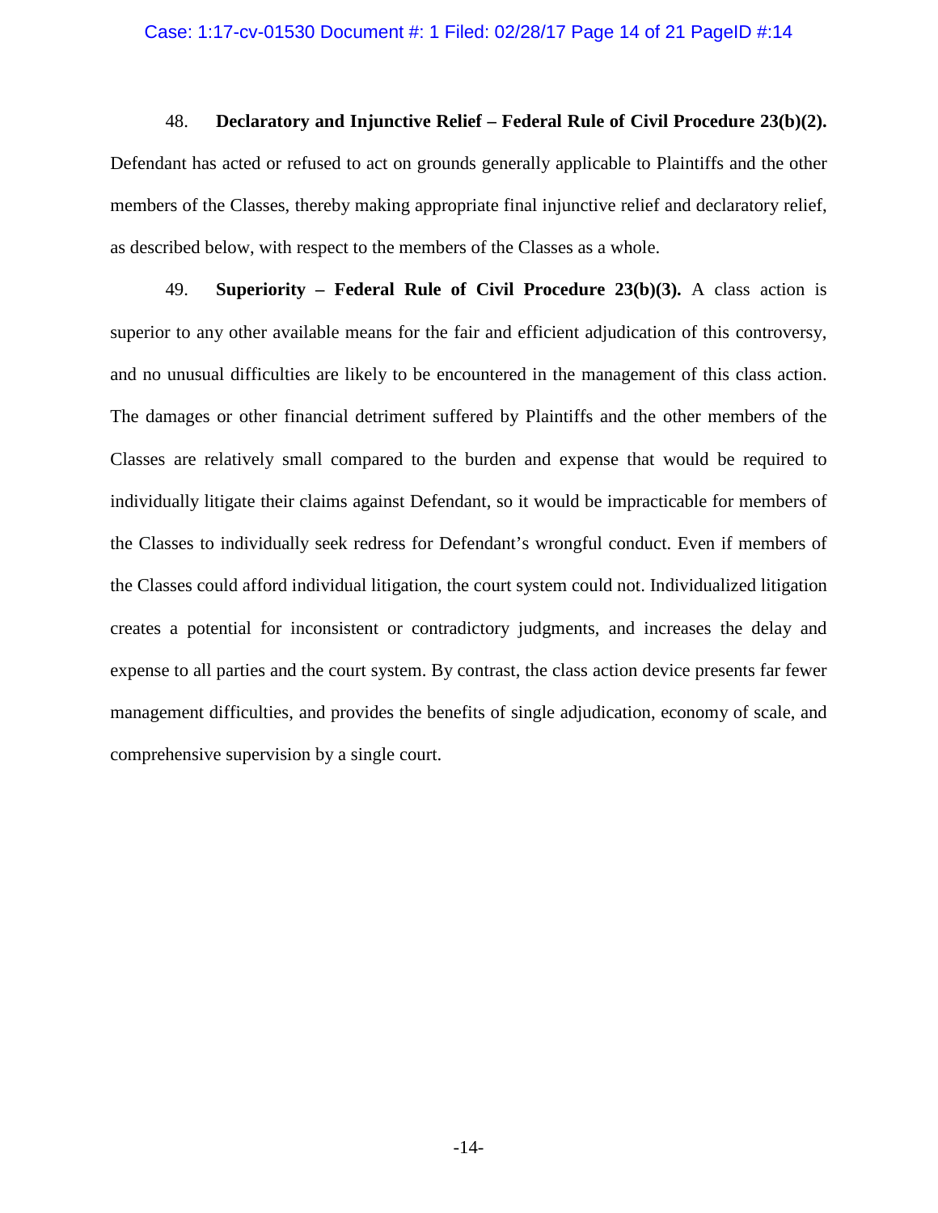48. **Declaratory and Injunctive Relief – Federal Rule of Civil Procedure 23(b)(2).** Defendant has acted or refused to act on grounds generally applicable to Plaintiffs and the other members of the Classes, thereby making appropriate final injunctive relief and declaratory relief, as described below, with respect to the members of the Classes as a whole.

49. **Superiority – Federal Rule of Civil Procedure 23(b)(3).** A class action is superior to any other available means for the fair and efficient adjudication of this controversy, and no unusual difficulties are likely to be encountered in the management of this class action. The damages or other financial detriment suffered by Plaintiffs and the other members of the Classes are relatively small compared to the burden and expense that would be required to individually litigate their claims against Defendant, so it would be impracticable for members of the Classes to individually seek redress for Defendant's wrongful conduct. Even if members of the Classes could afford individual litigation, the court system could not. Individualized litigation creates a potential for inconsistent or contradictory judgments, and increases the delay and expense to all parties and the court system. By contrast, the class action device presents far fewer management difficulties, and provides the benefits of single adjudication, economy of scale, and comprehensive supervision by a single court.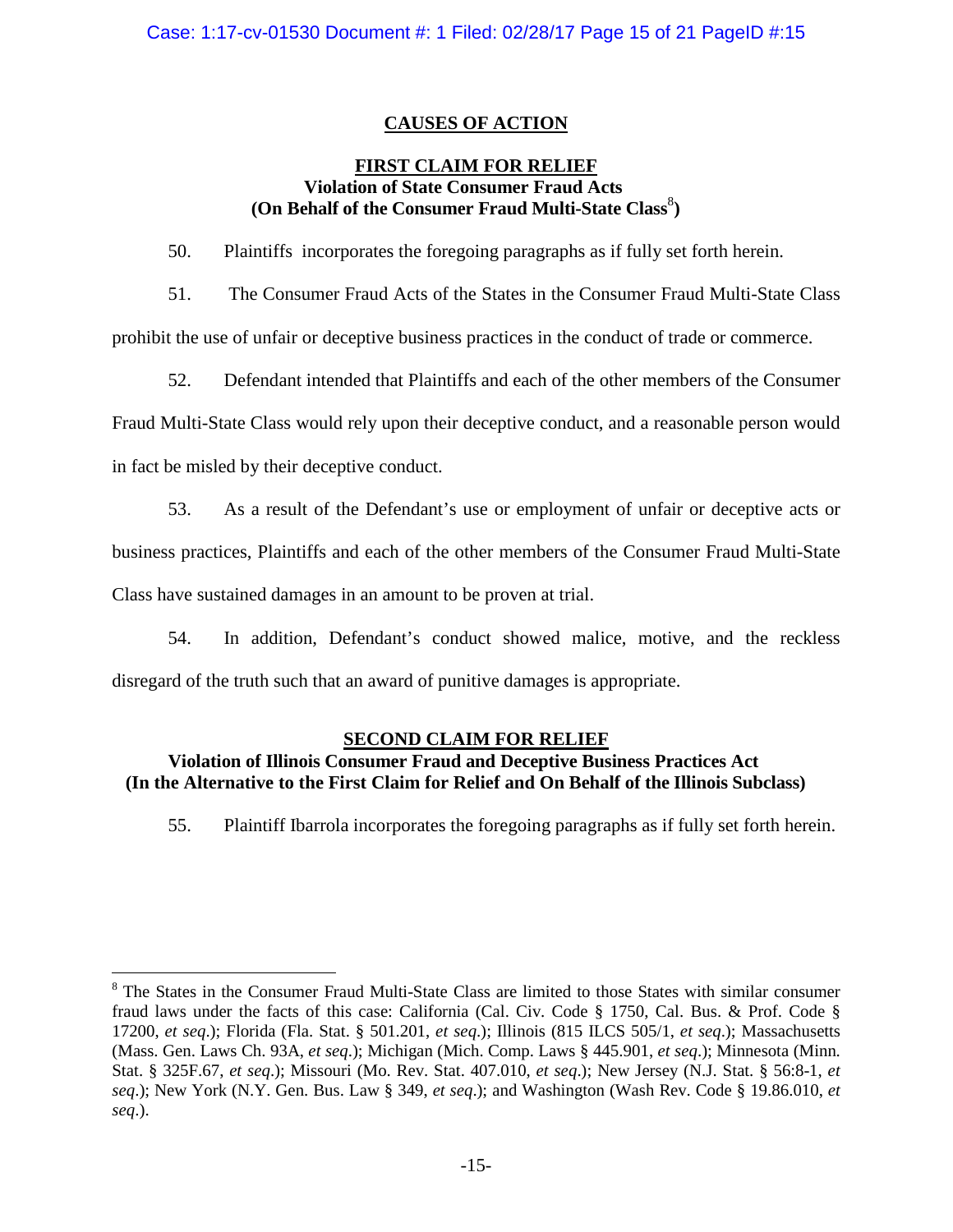## CAUSES OF ACTION

### FIRST CLAIM FOR RELIEF
**Violation of State Consumer Fraud Acts**
**(On Behalf of the Consumer Fraud Multi-State Class[8])**

50. Plaintiffs incorporates the foregoing paragraphs as if fully set forth herein.

51. The Consumer Fraud Acts of the States in the Consumer Fraud Multi-State Class prohibit the use of unfair or deceptive business practices in the conduct of trade or commerce.

52. Defendant intended that Plaintiffs and each of the other members of the Consumer Fraud Multi-State Class would rely upon their deceptive conduct, and a reasonable person would in fact be misled by their deceptive conduct.

53. As a result of the Defendant's use or employment of unfair or deceptive acts or business practices, Plaintiffs and each of the other members of the Consumer Fraud Multi-State Class have sustained damages in an amount to be proven at trial.

54. In addition, Defendant's conduct showed malice, motive, and the reckless disregard of the truth such that an award of punitive damages is appropriate.

### SECOND CLAIM FOR RELIEF
**Violation of Illinois Consumer Fraud and Deceptive Business Practices Act**
**(In the Alternative to the First Claim for Relief and On Behalf of the Illinois Subclass)**

55. Plaintiff Ibarrola incorporates the foregoing paragraphs as if fully set forth herein.

---

[8] The States in the Consumer Fraud Multi-State Class are limited to those States with similar consumer fraud laws under the facts of this case: California (Cal. Civ. Code § 1750, Cal. Bus. & Prof. Code § 17200, *et seq*.); Florida (Fla. Stat. § 501.201, *et seq*.); Illinois (815 ILCS 505/1, *et seq*.); Massachusetts (Mass. Gen. Laws Ch. 93A, *et seq*.); Michigan (Mich. Comp. Laws § 445.901, *et seq*.); Minnesota (Minn. Stat. § 325F.67, *et seq*.); Missouri (Mo. Rev. Stat. 407.010, *et seq*.); New Jersey (N.J. Stat. § 56:8-1, *et seq*.); New York (N.Y. Gen. Bus. Law § 349, *et seq*.); and Washington (Wash Rev. Code § 19.86.010, *et seq*.).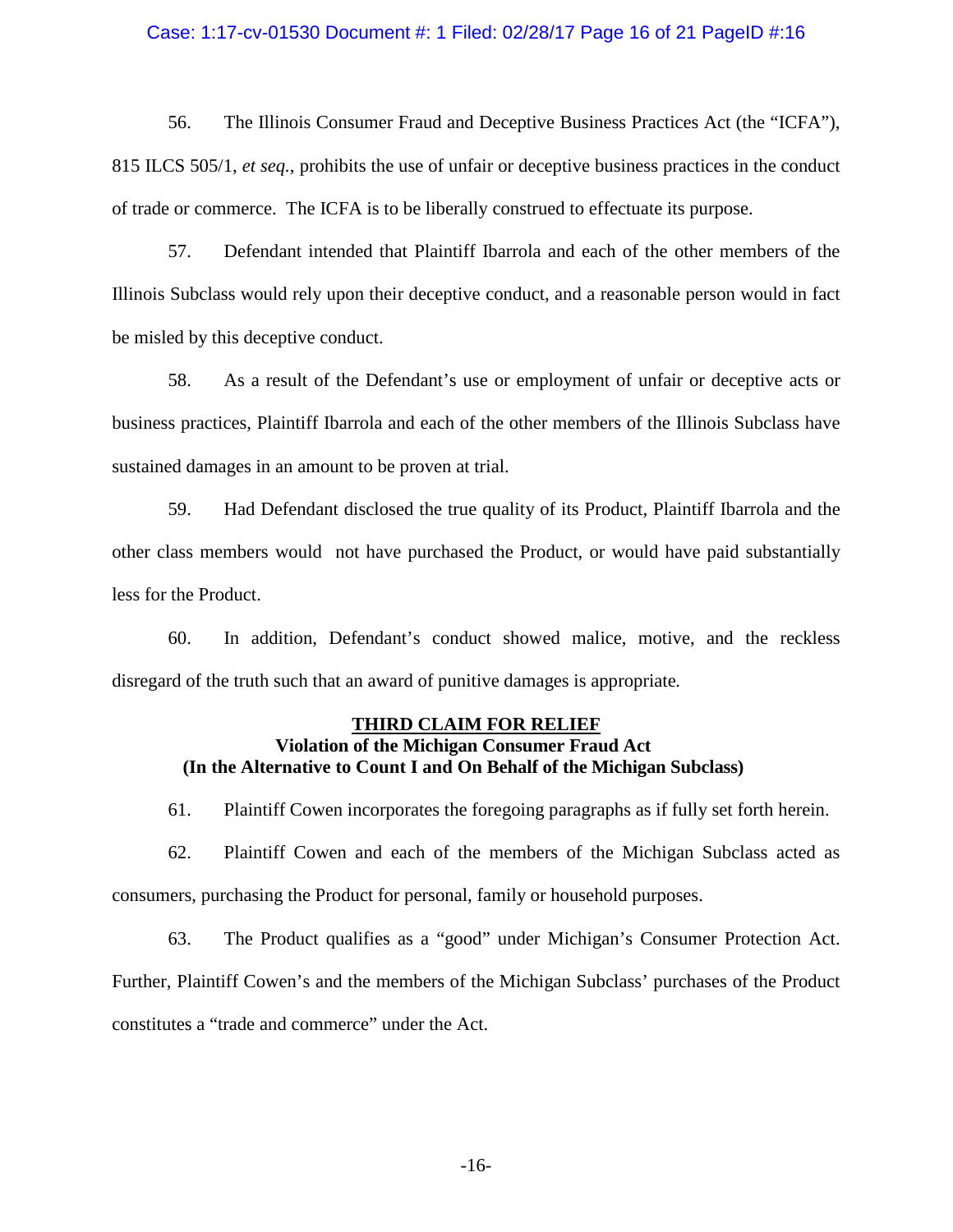56. The Illinois Consumer Fraud and Deceptive Business Practices Act (the "ICFA"), 815 ILCS 505/1, *et seq.*, prohibits the use of unfair or deceptive business practices in the conduct of trade or commerce. The ICFA is to be liberally construed to effectuate its purpose.

57. Defendant intended that Plaintiff Ibarrola and each of the other members of the Illinois Subclass would rely upon their deceptive conduct, and a reasonable person would in fact be misled by this deceptive conduct.

58. As a result of the Defendant's use or employment of unfair or deceptive acts or business practices, Plaintiff Ibarrola and each of the other members of the Illinois Subclass have sustained damages in an amount to be proven at trial.

59. Had Defendant disclosed the true quality of its Product, Plaintiff Ibarrola and the other class members would not have purchased the Product, or would have paid substantially less for the Product.

60. In addition, Defendant's conduct showed malice, motive, and the reckless disregard of the truth such that an award of punitive damages is appropriate.

## <u>THIRD CLAIM FOR RELIEF</u>
**Violation of the Michigan Consumer Fraud Act**
**(In the Alternative to Count I and On Behalf of the Michigan Subclass)**

61. Plaintiff Cowen incorporates the foregoing paragraphs as if fully set forth herein.

62. Plaintiff Cowen and each of the members of the Michigan Subclass acted as consumers, purchasing the Product for personal, family or household purposes.

63. The Product qualifies as a "good" under Michigan's Consumer Protection Act. Further, Plaintiff Cowen's and the members of the Michigan Subclass' purchases of the Product constitutes a "trade and commerce" under the Act.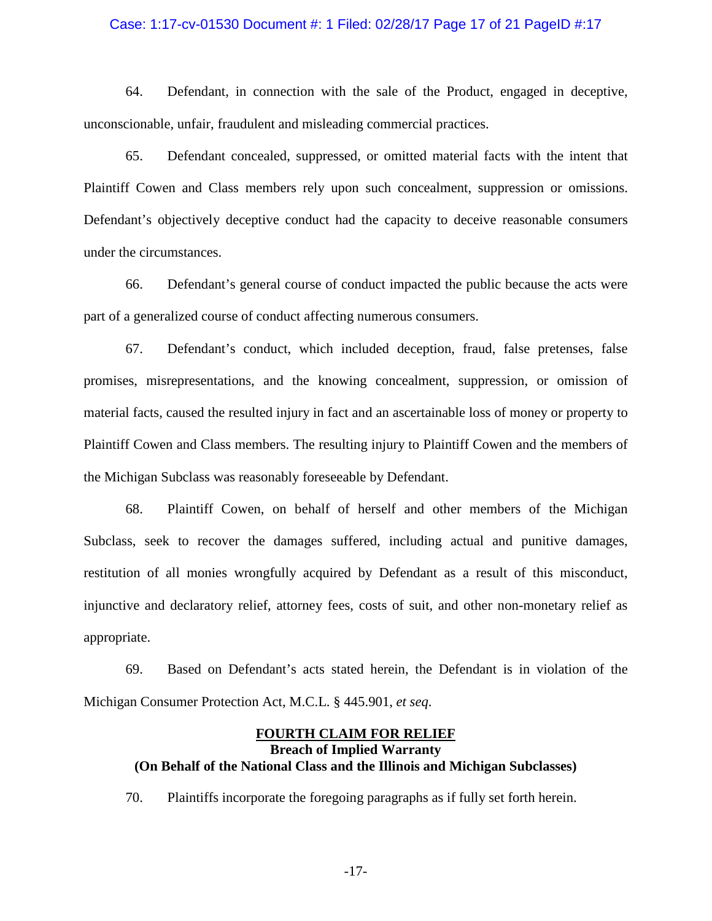64. Defendant, in connection with the sale of the Product, engaged in deceptive, unconscionable, unfair, fraudulent and misleading commercial practices.

65. Defendant concealed, suppressed, or omitted material facts with the intent that Plaintiff Cowen and Class members rely upon such concealment, suppression or omissions. Defendant's objectively deceptive conduct had the capacity to deceive reasonable consumers under the circumstances.

66. Defendant's general course of conduct impacted the public because the acts were part of a generalized course of conduct affecting numerous consumers.

67. Defendant's conduct, which included deception, fraud, false pretenses, false promises, misrepresentations, and the knowing concealment, suppression, or omission of material facts, caused the resulted injury in fact and an ascertainable loss of money or property to Plaintiff Cowen and Class members. The resulting injury to Plaintiff Cowen and the members of the Michigan Subclass was reasonably foreseeable by Defendant.

68. Plaintiff Cowen, on behalf of herself and other members of the Michigan Subclass, seek to recover the damages suffered, including actual and punitive damages, restitution of all monies wrongfully acquired by Defendant as a result of this misconduct, injunctive and declaratory relief, attorney fees, costs of suit, and other non-monetary relief as appropriate.

69. Based on Defendant's acts stated herein, the Defendant is in violation of the Michigan Consumer Protection Act, M.C.L. § 445.901, *et seq*.

## FOURTH CLAIM FOR RELIEF
### Breach of Implied Warranty
### (On Behalf of the National Class and the Illinois and Michigan Subclasses)

70. Plaintiffs incorporate the foregoing paragraphs as if fully set forth herein.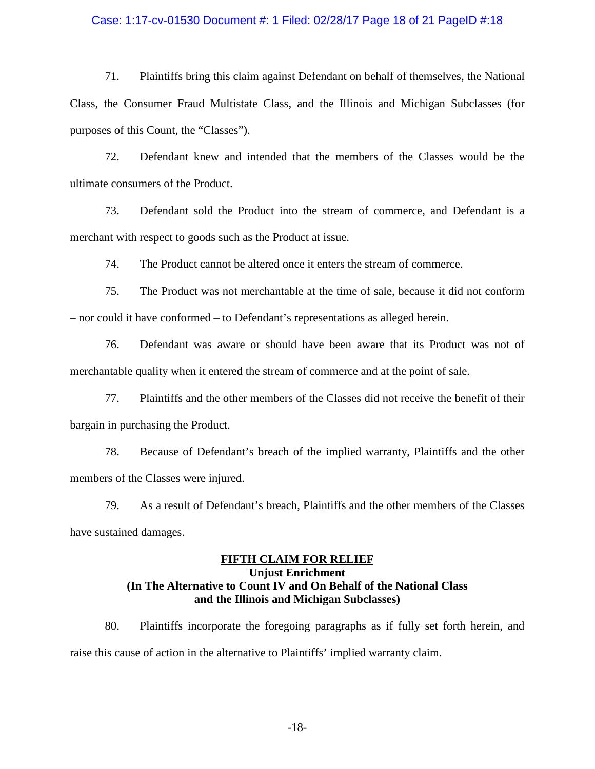71. Plaintiffs bring this claim against Defendant on behalf of themselves, the National Class, the Consumer Fraud Multistate Class, and the Illinois and Michigan Subclasses (for purposes of this Count, the "Classes").

72. Defendant knew and intended that the members of the Classes would be the ultimate consumers of the Product.

73. Defendant sold the Product into the stream of commerce, and Defendant is a merchant with respect to goods such as the Product at issue.

74. The Product cannot be altered once it enters the stream of commerce.

75. The Product was not merchantable at the time of sale, because it did not conform – nor could it have conformed – to Defendant's representations as alleged herein.

76. Defendant was aware or should have been aware that its Product was not of merchantable quality when it entered the stream of commerce and at the point of sale.

77. Plaintiffs and the other members of the Classes did not receive the benefit of their bargain in purchasing the Product.

78. Because of Defendant's breach of the implied warranty, Plaintiffs and the other members of the Classes were injured.

79. As a result of Defendant's breach, Plaintiffs and the other members of the Classes have sustained damages.

## FIFTH CLAIM FOR RELIEF
### Unjust Enrichment
### (In The Alternative to Count IV and On Behalf of the National Class and the Illinois and Michigan Subclasses)

80. Plaintiffs incorporate the foregoing paragraphs as if fully set forth herein, and raise this cause of action in the alternative to Plaintiffs' implied warranty claim.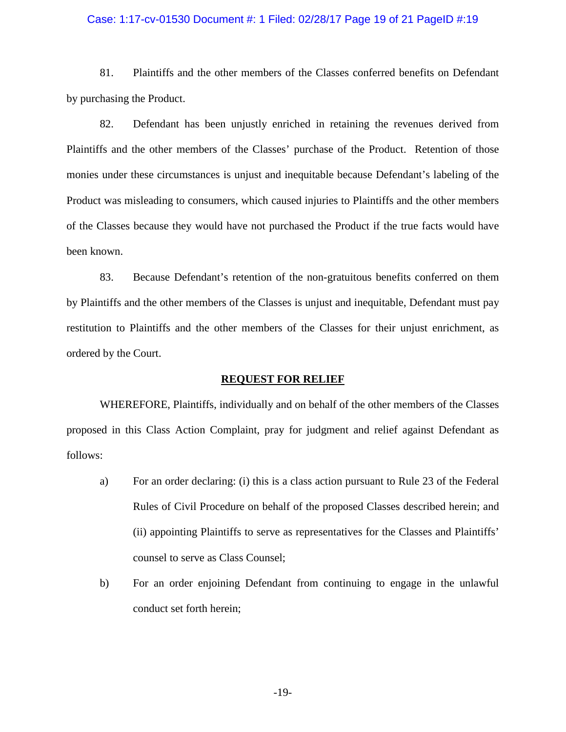81. Plaintiffs and the other members of the Classes conferred benefits on Defendant by purchasing the Product.

82. Defendant has been unjustly enriched in retaining the revenues derived from Plaintiffs and the other members of the Classes' purchase of the Product. Retention of those monies under these circumstances is unjust and inequitable because Defendant's labeling of the Product was misleading to consumers, which caused injuries to Plaintiffs and the other members of the Classes because they would have not purchased the Product if the true facts would have been known.

83. Because Defendant's retention of the non-gratuitous benefits conferred on them by Plaintiffs and the other members of the Classes is unjust and inequitable, Defendant must pay restitution to Plaintiffs and the other members of the Classes for their unjust enrichment, as ordered by the Court.

**REQUEST FOR RELIEF**

WHEREFORE, Plaintiffs, individually and on behalf of the other members of the Classes proposed in this Class Action Complaint, pray for judgment and relief against Defendant as follows:

a) For an order declaring: (i) this is a class action pursuant to Rule 23 of the Federal Rules of Civil Procedure on behalf of the proposed Classes described herein; and (ii) appointing Plaintiffs to serve as representatives for the Classes and Plaintiffs' counsel to serve as Class Counsel;

b) For an order enjoining Defendant from continuing to engage in the unlawful conduct set forth herein;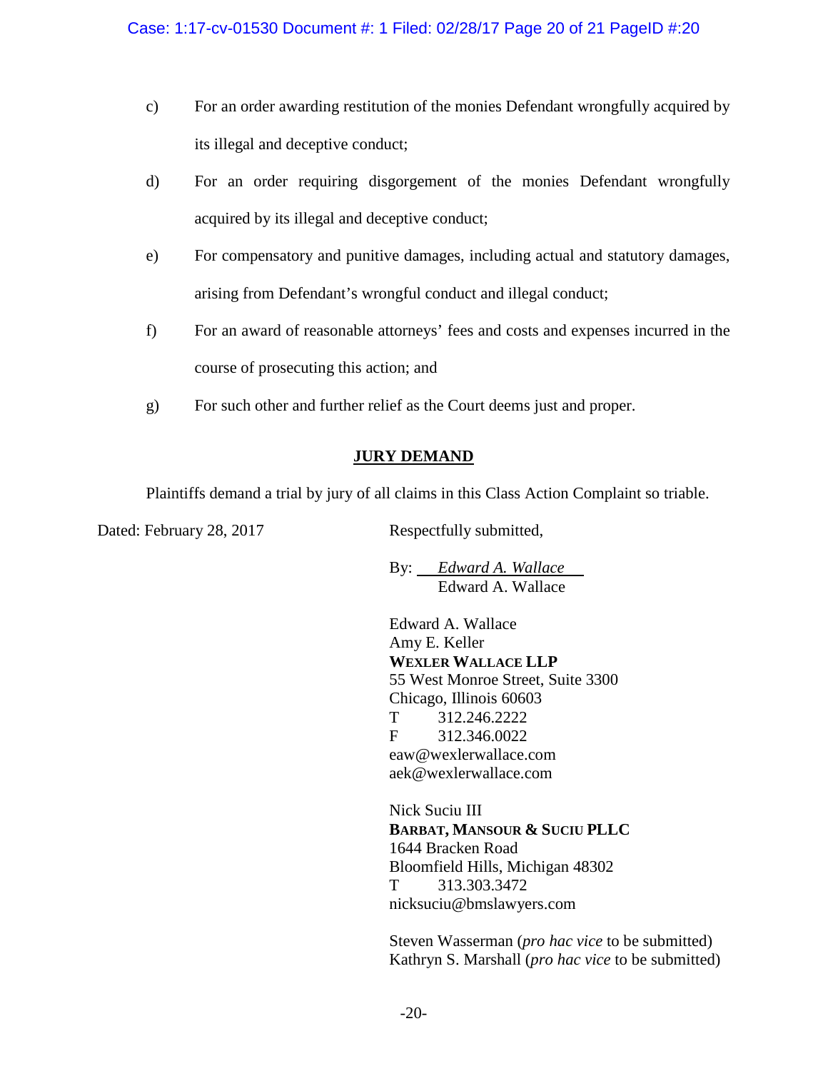c) For an order awarding restitution of the monies Defendant wrongfully acquired by its illegal and deceptive conduct;

d) For an order requiring disgorgement of the monies Defendant wrongfully acquired by its illegal and deceptive conduct;

e) For compensatory and punitive damages, including actual and statutory damages, arising from Defendant's wrongful conduct and illegal conduct;

f) For an award of reasonable attorneys' fees and costs and expenses incurred in the course of prosecuting this action; and

g) For such other and further relief as the Court deems just and proper.

## JURY DEMAND

Plaintiffs demand a trial by jury of all claims in this Class Action Complaint so triable.

Dated: February 28, 2017

Respectfully submitted,

By: *Edward A. Wallace*
Edward A. Wallace

Edward A. Wallace
Amy E. Keller
**WEXLER WALLACE LLP**
55 West Monroe Street, Suite 3300
Chicago, Illinois 60603
T 312.246.2222
F 312.346.0022
eaw@wexlerwallace.com
aek@wexlerwallace.com

Nick Suciu III
**BARBAT, MANSOUR & SUCIU PLLC**
1644 Bracken Road
Bloomfield Hills, Michigan 48302
T 313.303.3472
nicksuciu@bmslawyers.com

Steven Wasserman (*pro hac vice* to be submitted)
Kathryn S. Marshall (*pro hac vice* to be submitted)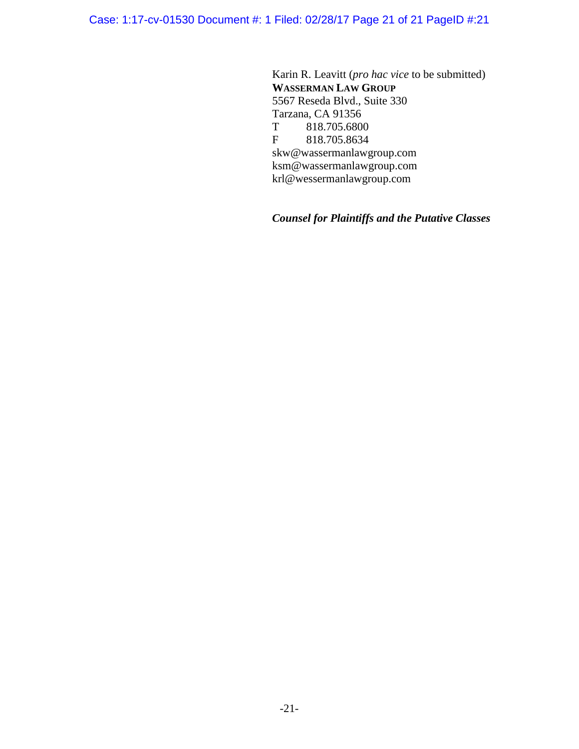Karin R. Leavitt (*pro hac vice* to be submitted)
**WASSERMAN LAW GROUP**
5567 Reseda Blvd., Suite 330
Tarzana, CA 91356
T 818.705.6800
F 818.705.8634
skw@wassermanlawgroup.com
ksm@wassermanlawgroup.com
krl@wessermanlawgroup.com

***Counsel for Plaintiffs and the Putative Classes***